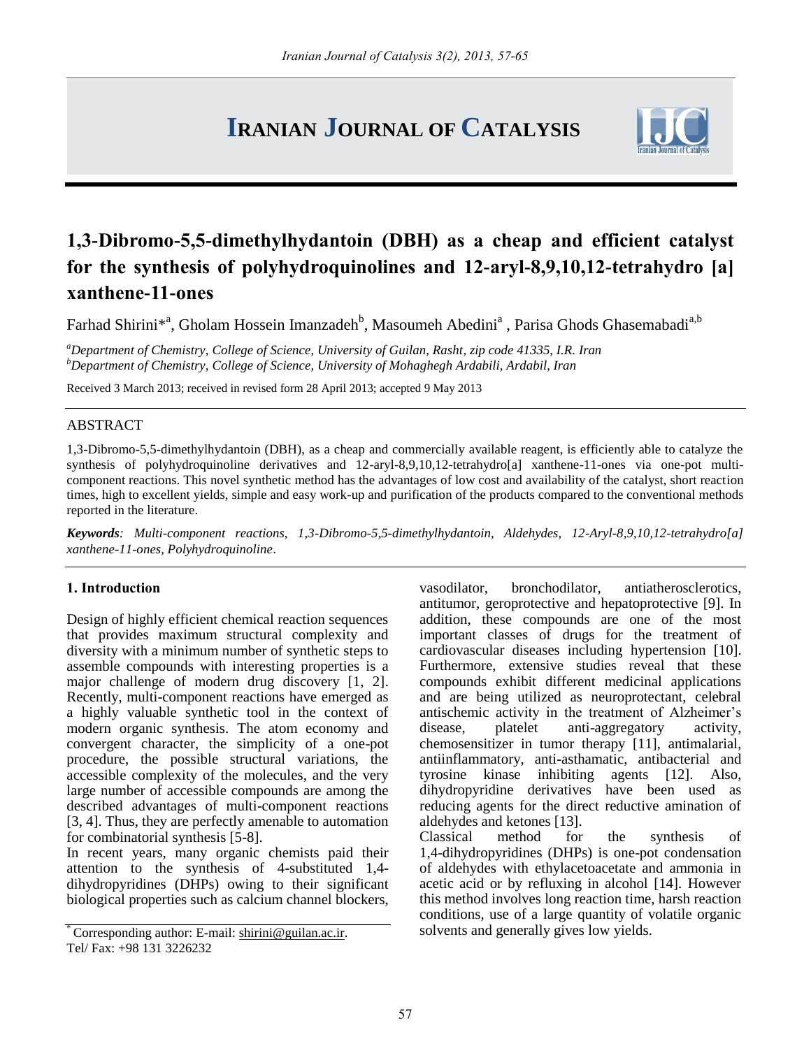# Iranian Journal of Catalysis

## 1,3-Dibromo-5,5-dimethylhydantoin (DBH) as a cheap and efficient catalyst for the synthesis of polyhydroquinolines and 12-aryl-8,9,10,12-tetrahydro [a] xanthene-11-ones

Farhad Shirini*[a], Gholam Hossein Imanzadeh[b], Masoumeh Abedini[a], Parisa Ghods Ghasemabadi[a,b]

[a]*Department of Chemistry, College of Science, University of Guilan, Rasht, zip code 41335, I.R. Iran*
[b]*Department of Chemistry, College of Science, University of Mohaghegh Ardabili, Ardabil, Iran*

Received 3 March 2013; received in revised form 28 April 2013; accepted 9 May 2013

### ABSTRACT

1,3-Dibromo-5,5-dimethylhydantoin (DBH), as a cheap and commercially available reagent, is efficiently able to catalyze the synthesis of polyhydroquinoline derivatives and 12-aryl-8,9,10,12-tetrahydro[a] xanthene-11-ones via one-pot multi-component reactions. This novel synthetic method has the advantages of low cost and availability of the catalyst, short reaction times, high to excellent yields, simple and easy work-up and purification of the products compared to the conventional methods reported in the literature.

***Keywords****: Multi-component reactions, 1,3-Dibromo-5,5-dimethylhydantoin, Aldehydes, 12-Aryl-8,9,10,12-tetrahydro[a] xanthene-11-ones, Polyhydroquinoline.*

### 1. Introduction

Design of highly efficient chemical reaction sequences that provides maximum structural complexity and diversity with a minimum number of synthetic steps to assemble compounds with interesting properties is a major challenge of modern drug discovery [1, 2]. Recently, multi-component reactions have emerged as a highly valuable synthetic tool in the context of modern organic synthesis. The atom economy and convergent character, the simplicity of a one-pot procedure, the possible structural variations, the accessible complexity of the molecules, and the very large number of accessible compounds are among the described advantages of multi-component reactions [3, 4]. Thus, they are perfectly amenable to automation for combinatorial synthesis [5-8].

In recent years, many organic chemists paid their attention to the synthesis of 4-substituted 1,4-dihydropyridines (DHPs) owing to their significant biological properties such as calcium channel blockers, vasodilator, bronchodilator, antiatherosclerotics, antitumor, geroprotective and hepatoprotective [9]. In addition, these compounds are one of the most important classes of drugs for the treatment of cardiovascular diseases including hypertension [10]. Furthermore, extensive studies reveal that these compounds exhibit different medicinal applications and are being utilized as neuroprotectant, celebral antischemic activity in the treatment of Alzheimer's disease, platelet anti-aggregatory activity, chemosensitizer in tumor therapy [11], antimalarial, antiinflammatory, anti-asthamatic, antibacterial and tyrosine kinase inhibiting agents [12]. Also, dihydropyridine derivatives have been used as reducing agents for the direct reductive amination of aldehydes and ketones [13].

Classical method for the synthesis of 1,4-dihydropyridines (DHPs) is one-pot condensation of aldehydes with ethylacetoacetate and ammonia in acetic acid or by refluxing in alcohol [14]. However this method involves long reaction time, harsh reaction conditions, use of a large quantity of volatile organic solvents and generally gives low yields.

* Corresponding author: E-mail: shirini@guilan.ac.ir.
Tel/ Fax: +98 131 3226232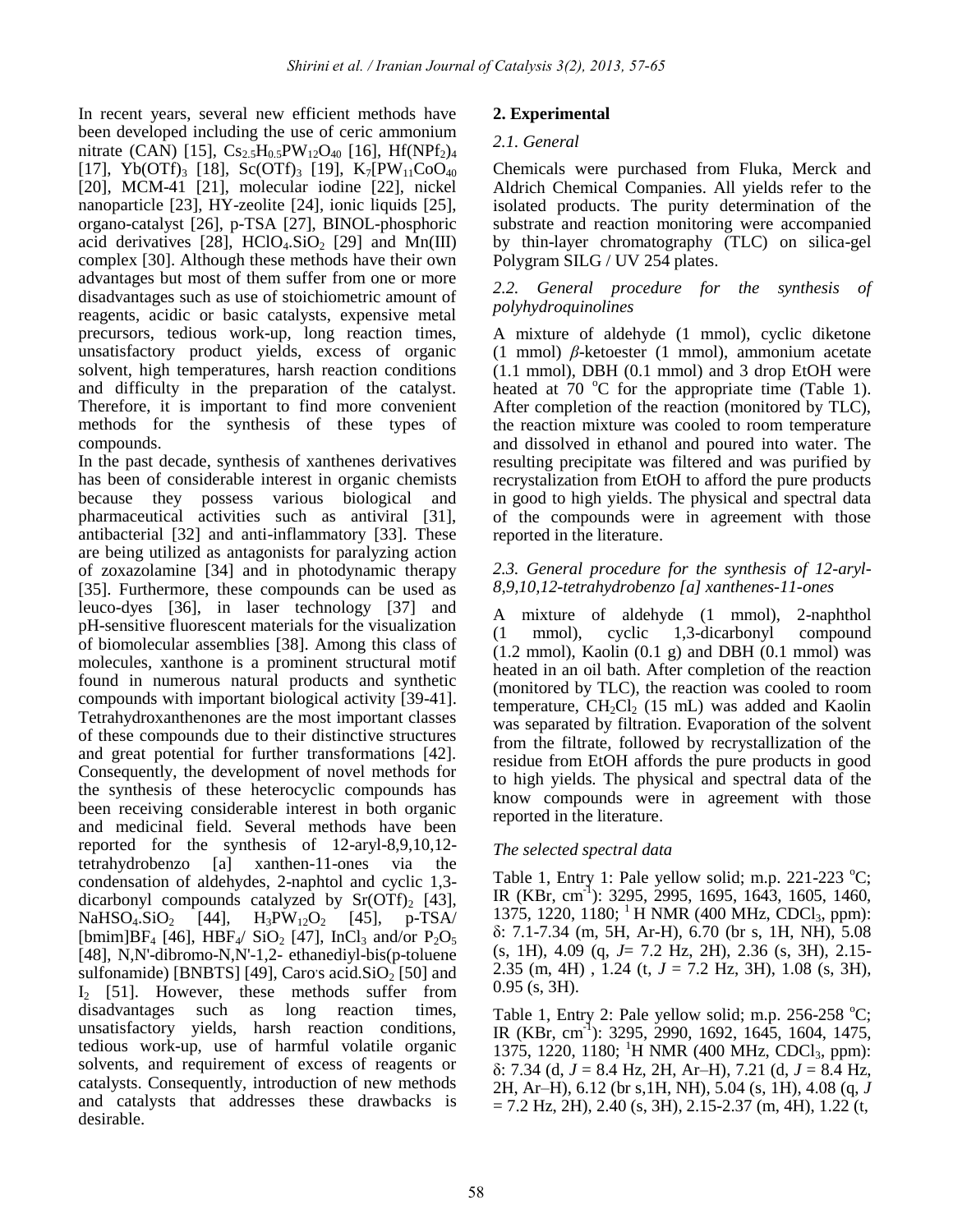In recent years, several new efficient methods have been developed including the use of ceric ammonium nitrate (CAN) [15], $Cs_{2.5}H_{0.5}PW_{12}O_{40}$ [16], $Hf(NPf_2)_4$ [17], $Yb(OTf)_3$ [18], $Sc(OTf)_3$ [19], $K_7[PW_{11}CoO_{40}$ [20], MCM-41 [21], molecular iodine [22], nickel nanoparticle [23], HY-zeolite [24], ionic liquids [25], organo-catalyst [26], p-TSA [27], BINOL-phosphoric acid derivatives [28], $HClO_4.SiO_2$ [29] and Mn(III) complex [30]. Although these methods have their own advantages but most of them suffer from one or more disadvantages such as use of stoichiometric amount of reagents, acidic or basic catalysts, expensive metal precursors, tedious work-up, long reaction times, unsatisfactory product yields, excess of organic solvent, high temperatures, harsh reaction conditions and difficulty in the preparation of the catalyst. Therefore, it is important to find more convenient methods for the synthesis of these types of compounds.

In the past decade, synthesis of xanthenes derivatives has been of considerable interest in organic chemists because they possess various biological and pharmaceutical activities such as antiviral [31], antibacterial [32] and anti-inflammatory [33]. These are being utilized as antagonists for paralyzing action of zoxazolamine [34] and in photodynamic therapy [35]. Furthermore, these compounds can be used as leuco-dyes [36], in laser technology [37] and pH-sensitive fluorescent materials for the visualization of biomolecular assemblies [38]. Among this class of molecules, xanthone is a prominent structural motif found in numerous natural products and synthetic compounds with important biological activity [39-41]. Tetrahydroxanthenones are the most important classes of these compounds due to their distinctive structures and great potential for further transformations [42]. Consequently, the development of novel methods for the synthesis of these heterocyclic compounds has been receiving considerable interest in both organic and medicinal field. Several methods have been reported for the synthesis of 12-aryl-8,9,10,12-tetrahydrobenzo [a] xanthen-11-ones via the condensation of aldehydes, 2-naphtol and cyclic 1,3-dicarbonyl compounds catalyzed by $Sr(OTf)_2$ [43], $NaHSO_4.SiO_2$ [44], $H_3PW_{12}O_2$ [45], p-TSA/ [bmim]$BF_4$ [46], $HBF_4$/ $SiO_2$ [47], $InCl_3$ and/or $P_2O_5$ [48], N,N'-dibromo-N,N'-1,2- ethanediyl-bis(p-toluene sulfonamide) [BNBTS] [49], Caro's acid.$SiO_2$ [50] and $I_2$ [51]. However, these methods suffer from disadvantages such as long reaction times, unsatisfactory yields, harsh reaction conditions, tedious work-up, use of harmful volatile organic solvents, and requirement of excess of reagents or catalysts. Consequently, introduction of new methods and catalysts that addresses these drawbacks is desirable.

## 2. Experimental

### *2.1. General*

Chemicals were purchased from Fluka, Merck and Aldrich Chemical Companies. All yields refer to the isolated products. The purity determination of the substrate and reaction monitoring were accompanied by thin-layer chromatography (TLC) on silica-gel Polygram SILG / UV 254 plates.

### *2.2. General procedure for the synthesis of polyhydroquinolines*

A mixture of aldehyde (1 mmol), cyclic diketone (1 mmol) *β*-ketoester (1 mmol), ammonium acetate (1.1 mmol), DBH (0.1 mmol) and 3 drop EtOH were heated at 70 °C for the appropriate time (Table 1). After completion of the reaction (monitored by TLC), the reaction mixture was cooled to room temperature and dissolved in ethanol and poured into water. The resulting precipitate was filtered and was purified by recrystalization from EtOH to afford the pure products in good to high yields. The physical and spectral data of the compounds were in agreement with those reported in the literature.

### *2.3. General procedure for the synthesis of 12-aryl-8,9,10,12-tetrahydrobenzo [a] xanthenes-11-ones*

A mixture of aldehyde (1 mmol), 2-naphthol (1 mmol), cyclic 1,3-dicarbonyl compound (1.2 mmol), Kaolin (0.1 g) and DBH (0.1 mmol) was heated in an oil bath. After completion of the reaction (monitored by TLC), the reaction was cooled to room temperature, $CH_2Cl_2$ (15 mL) was added and Kaolin was separated by filtration. Evaporation of the solvent from the filtrate, followed by recrystallization of the residue from EtOH affords the pure products in good to high yields. The physical and spectral data of the know compounds were in agreement with those reported in the literature.

### *The selected spectral data*

Table 1, Entry 1: Pale yellow solid; m.p. 221-223 °C; IR (KBr, $cm^{-1}$): 3295, 2995, 1695, 1643, 1605, 1460, 1375, 1220, 1180; $^1H$ NMR (400 MHz, $CDCl_3$, ppm): δ: 7.1-7.34 (m, 5H, Ar-H), 6.70 (br s, 1H, NH), 5.08 (s, 1H), 4.09 (q, *J*= 7.2 Hz, 2H), 2.36 (s, 3H), 2.15-2.35 (m, 4H) , 1.24 (t, *J* = 7.2 Hz, 3H), 1.08 (s, 3H), 0.95 (s, 3H).

Table 1, Entry 2: Pale yellow solid; m.p. 256-258 °C; IR (KBr, $cm^{-1}$): 3295, 2990, 1692, 1645, 1604, 1475, 1375, 1220, 1180; $^1H$ NMR (400 MHz, $CDCl_3$, ppm): δ: 7.34 (d, *J* = 8.4 Hz, 2H, Ar–H), 7.21 (d, *J* = 8.4 Hz, 2H, Ar–H), 6.12 (br s,1H, NH), 5.04 (s, 1H), 4.08 (q, *J* = 7.2 Hz, 2H), 2.40 (s, 3H), 2.15-2.37 (m, 4H), 1.22 (t,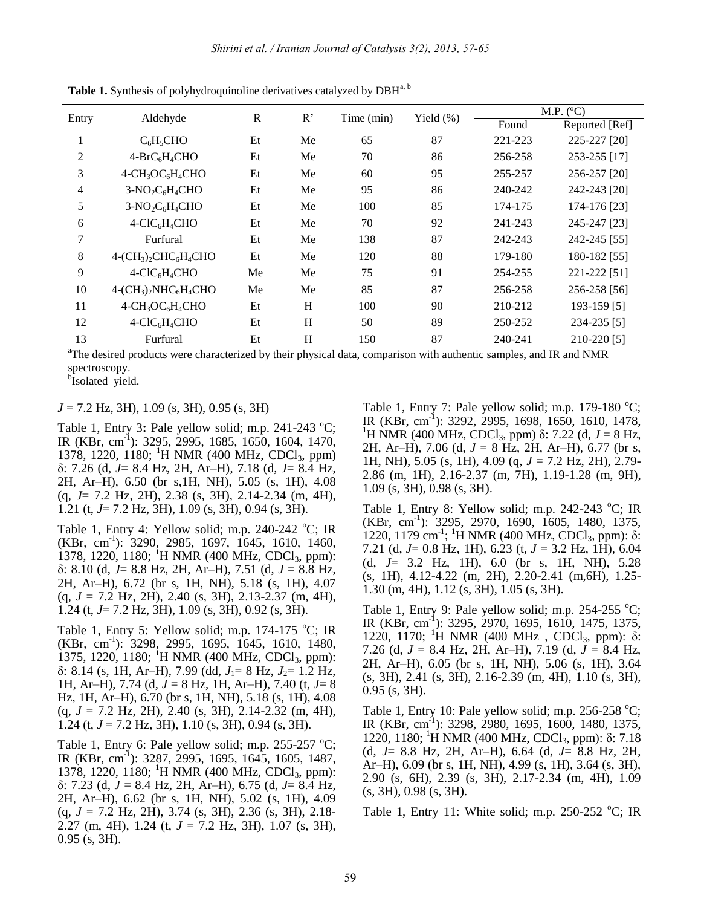**Table 1.** Synthesis of polyhydroquinoline derivatives catalyzed by DBH[a, b]

| Entry | Aldehyde | R | R' | Time (min) | Yield (%) | M.P. (°C) | |
|---|---|---|---|---|---|---|---|
| | | | | | | Found | Reported [Ref] |
| 1 | $C_6H_5CHO$ | Et | Me | 65 | 87 | 221-223 | 225-227 [20] |
| 2 | $4\text{-}BrC_6H_4CHO$ | Et | Me | 70 | 86 | 256-258 | 253-255 [17] |
| 3 | $4\text{-}CH_3OC_6H_4CHO$ | Et | Me | 60 | 95 | 255-257 | 256-257 [20] |
| 4 | $3\text{-}NO_2C_6H_4CHO$ | Et | Me | 95 | 86 | 240-242 | 242-243 [20] |
| 5 | $3\text{-}NO_2C_6H_4CHO$ | Et | Me | 100 | 85 | 174-175 | 174-176 [23] |
| 6 | $4\text{-}ClC_6H_4CHO$ | Et | Me | 70 | 92 | 241-243 | 245-247 [23] |
| 7 | Furfural | Et | Me | 138 | 87 | 242-243 | 242-245 [55] |
| 8 | $4\text{-}(CH_3)_2CHC_6H_4CHO$ | Et | Me | 120 | 88 | 179-180 | 180-182 [55] |
| 9 | $4\text{-}ClC_6H_4CHO$ | Me | Me | 75 | 91 | 254-255 | 221-222 [51] |
| 10 | $4\text{-}(CH_3)_2NHC_6H_4CHO$ | Me | Me | 85 | 87 | 256-258 | 256-258 [56] |
| 11 | $4\text{-}CH_3OC_6H_4CHO$ | Et | H | 100 | 90 | 210-212 | 193-159 [5] |
| 12 | $4\text{-}ClC_6H_4CHO$ | Et | H | 50 | 89 | 250-252 | 234-235 [5] |
| 13 | Furfural | Et | H | 150 | 87 | 240-241 | 210-220 [5] |

[a]The desired products were characterized by their physical data, comparison with authentic samples, and IR and NMR spectroscopy.
[b]Isolated yield.

$J$ = 7.2 Hz, 3H), 1.09 (s, 3H), 0.95 (s, 3H)

Table 1, Entry 3**:** Pale yellow solid; m.p. 241-243 °C; IR (KBr, $cm^{-1}$): 3295, 2995, 1685, 1650, 1604, 1470, 1378, 1220, 1180; $^1H$ NMR (400 MHz, $CDCl_3$, ppm) δ: 7.26 (d, $J$= 8.4 Hz, 2H, Ar–H), 7.18 (d, $J$= 8.4 Hz, 2H, Ar–H), 6.50 (br s,1H, NH), 5.05 (s, 1H), 4.08 (q, $J$= 7.2 Hz, 2H), 2.38 (s, 3H), 2.14-2.34 (m, 4H), 1.21 (t, $J$= 7.2 Hz, 3H), 1.09 (s, 3H), 0.94 (s, 3H).

Table 1, Entry 4: Yellow solid; m.p. 240-242 °C; IR (KBr, $cm^{-1}$): 3290, 2985, 1697, 1645, 1610, 1460, 1378, 1220, 1180; $^1H$ NMR (400 MHz, $CDCl_3$, ppm): δ: 8.10 (d, $J$= 8.8 Hz, 2H, Ar–H), 7.51 (d, $J$ = 8.8 Hz, 2H, Ar–H), 6.72 (br s, 1H, NH), 5.18 (s, 1H), 4.07 (q, $J$ = 7.2 Hz, 2H), 2.40 (s, 3H), 2.13-2.37 (m, 4H), 1.24 (t, $J$= 7.2 Hz, 3H), 1.09 (s, 3H), 0.92 (s, 3H).

Table 1, Entry 5: Yellow solid; m.p. 174-175 °C; IR (KBr, $cm^{-1}$): 3298, 2995, 1695, 1645, 1610, 1480, 1375, 1220, 1180; $^1H$ NMR (400 MHz, $CDCl_3$, ppm): δ: 8.14 (s, 1H, Ar–H), 7.99 (dd, $J_1$= 8 Hz, $J_2$= 1.2 Hz, 1H, Ar–H), 7.74 (d, $J$ = 8 Hz, 1H, Ar–H), 7.40 (t, $J$= 8 Hz, 1H, Ar–H), 6.70 (br s, 1H, NH), 5.18 (s, 1H), 4.08 (q, $J$ = 7.2 Hz, 2H), 2.40 (s, 3H), 2.14-2.32 (m, 4H), 1.24 (t, $J$ = 7.2 Hz, 3H), 1.10 (s, 3H), 0.94 (s, 3H).

Table 1, Entry 6: Pale yellow solid; m.p. 255-257 °C; IR (KBr, $cm^{-1}$): 3287, 2995, 1695, 1645, 1605, 1487, 1378, 1220, 1180; $^1H$ NMR (400 MHz, $CDCl_3$, ppm): δ: 7.23 (d, $J$ = 8.4 Hz, 2H, Ar–H), 6.75 (d, $J$= 8.4 Hz, 2H, Ar–H), 6.62 (br s, 1H, NH), 5.02 (s, 1H), 4.09 (q, $J$ = 7.2 Hz, 2H), 3.74 (s, 3H), 2.36 (s, 3H), 2.18-2.27 (m, 4H), 1.24 (t, $J$ = 7.2 Hz, 3H), 1.07 (s, 3H), 0.95 (s, 3H).

Table 1, Entry 7: Pale yellow solid; m.p. 179-180 °C; IR (KBr, $cm^{-1}$): 3292, 2995, 1698, 1650, 1610, 1478, $^1H$ NMR (400 MHz, $CDCl_3$, ppm) δ: 7.22 (d, $J$ = 8 Hz, 2H, Ar–H), 7.06 (d, $J$ = 8 Hz, 2H, Ar–H), 6.77 (br s, 1H, NH), 5.05 (s, 1H), 4.09 (q, $J$ = 7.2 Hz, 2H), 2.79-2.86 (m, 1H), 2.16-2.37 (m, 7H), 1.19-1.28 (m, 9H), 1.09 (s, 3H), 0.98 (s, 3H).

Table 1, Entry 8: Yellow solid; m.p. 242-243 °C; IR (KBr, $cm^{-1}$): 3295, 2970, 1690, 1605, 1480, 1375, 1220, 1179 $cm^{-1}$; $^1H$ NMR (400 MHz, $CDCl_3$, ppm): δ: 7.21 (d, $J$= 0.8 Hz, 1H), 6.23 (t, $J$ = 3.2 Hz, 1H), 6.04 (d, $J$= 3.2 Hz, 1H), 6.0 (br s, 1H, NH), 5.28 (s, 1H), 4.12-4.22 (m, 2H), 2.20-2.41 (m,6H), 1.25-1.30 (m, 4H), 1.12 (s, 3H), 1.05 (s, 3H).

Table 1, Entry 9: Pale yellow solid; m.p. 254-255 °C; IR (KBr, $cm^{-1}$): 3295, 2970, 1695, 1610, 1475, 1375, 1220, 1170; $^1H$ NMR (400 MHz , $CDCl_3$, ppm): δ: 7.26 (d, $J$ = 8.4 Hz, 2H, Ar–H), 7.19 (d, $J$ = 8.4 Hz, 2H, Ar–H), 6.05 (br s, 1H, NH), 5.06 (s, 1H), 3.64 (s, 3H), 2.41 (s, 3H), 2.16-2.39 (m, 4H), 1.10 (s, 3H), 0.95 (s, 3H).

Table 1, Entry 10: Pale yellow solid; m.p. 256-258 °C; IR (KBr, $cm^{-1}$): 3298, 2980, 1695, 1600, 1480, 1375, 1220, 1180; $^1H$ NMR (400 MHz, $CDCl_3$, ppm): δ: 7.18 (d, $J$= 8.8 Hz, 2H, Ar–H), 6.64 (d, $J$= 8.8 Hz, 2H, Ar–H), 6.09 (br s, 1H, NH), 4.99 (s, 1H), 3.64 (s, 3H), 2.90 (s, 6H), 2.39 (s, 3H), 2.17-2.34 (m, 4H), 1.09 (s, 3H), 0.98 (s, 3H).

Table 1, Entry 11: White solid; m.p. 250-252 °C; IR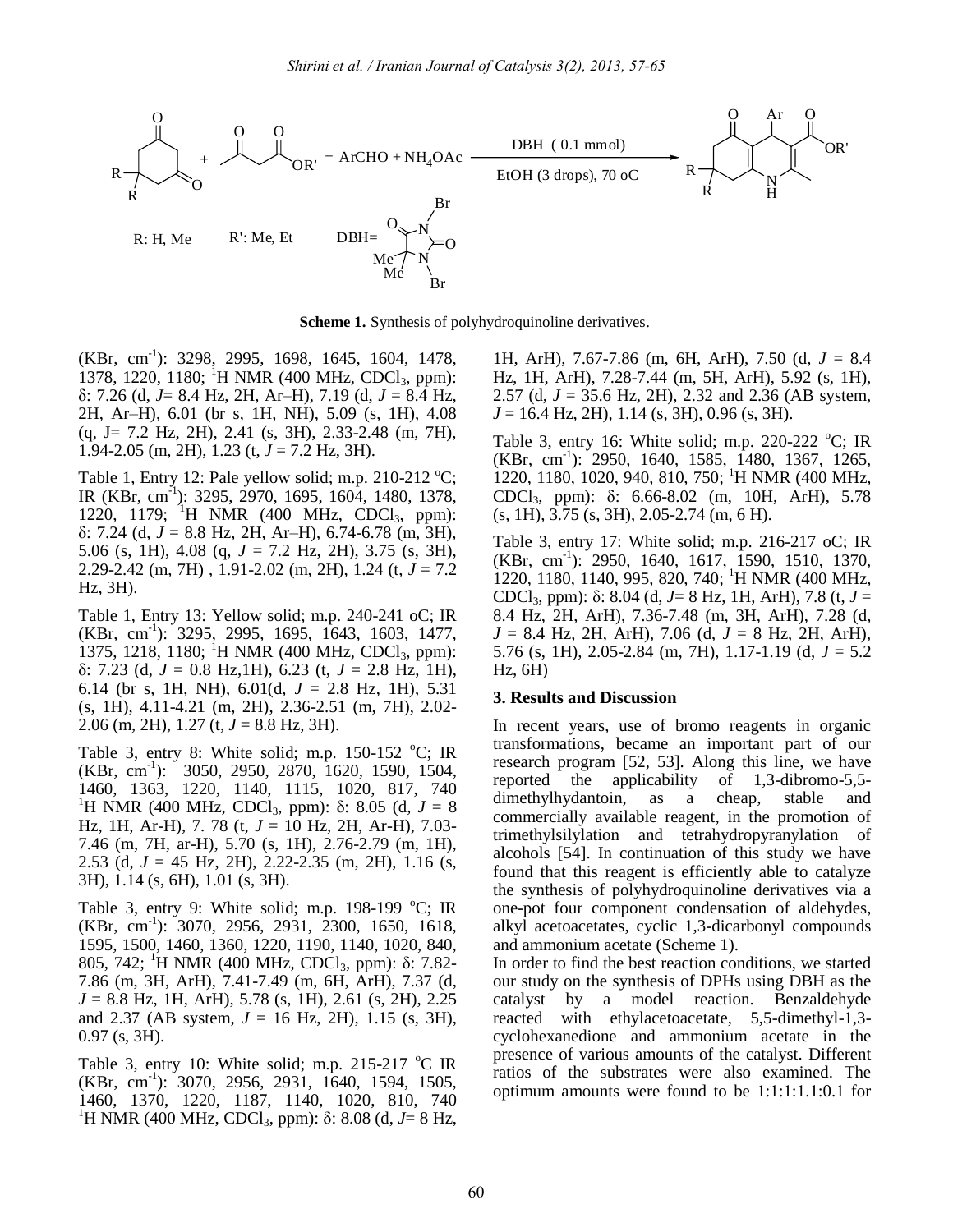**Scheme 1.** Synthesis of polyhydroquinoline derivatives.

(KBr, $cm^{-1}$): 3298, 2995, 1698, 1645, 1604, 1478, 1378, 1220, 1180; $^1$H NMR (400 MHz, $CDCl_3$, ppm): δ: 7.26 (d, *J*= 8.4 Hz, 2H, Ar–H), 7.19 (d, *J* = 8.4 Hz, 2H, Ar–H), 6.01 (br s, 1H, NH), 5.09 (s, 1H), 4.08 (q, J= 7.2 Hz, 2H), 2.41 (s, 3H), 2.33-2.48 (m, 7H), 1.94-2.05 (m, 2H), 1.23 (t, *J* = 7.2 Hz, 3H).

Table 1, Entry 12: Pale yellow solid; m.p. 210-212 °C; IR (KBr, $cm^{-1}$): 3295, 2970, 1695, 1604, 1480, 1378, 1220, 1179; $^1$H NMR (400 MHz, $CDCl_3$, ppm): δ: 7.24 (d, *J* = 8.8 Hz, 2H, Ar–H), 6.74-6.78 (m, 3H), 5.06 (s, 1H), 4.08 (q, *J* = 7.2 Hz, 2H), 3.75 (s, 3H), 2.29-2.42 (m, 7H) , 1.91-2.02 (m, 2H), 1.24 (t, *J* = 7.2 Hz, 3H).

Table 1, Entry 13: Yellow solid; m.p. 240-241 oC; IR (KBr, $cm^{-1}$): 3295, 2995, 1695, 1643, 1603, 1477, 1375, 1218, 1180; $^1$H NMR (400 MHz, $CDCl_3$, ppm): δ: 7.23 (d, *J* = 0.8 Hz,1H), 6.23 (t, *J* = 2.8 Hz, 1H), 6.14 (br s, 1H, NH), 6.01(d, *J* = 2.8 Hz, 1H), 5.31 (s, 1H), 4.11-4.21 (m, 2H), 2.36-2.51 (m, 7H), 2.02-2.06 (m, 2H), 1.27 (t, *J* = 8.8 Hz, 3H).

Table 3, entry 8: White solid; m.p. 150-152 °C; IR (KBr, $cm^{-1}$): 3050, 2950, 2870, 1620, 1590, 1504, 1460, 1363, 1220, 1140, 1115, 1020, 817, 740 $^1$H NMR (400 MHz, $CDCl_3$, ppm): δ: 8.05 (d, *J* = 8 Hz, 1H, Ar-H), 7. 78 (t, *J* = 10 Hz, 2H, Ar-H), 7.03-7.46 (m, 7H, ar-H), 5.70 (s, 1H), 2.76-2.79 (m, 1H), 2.53 (d, *J* = 45 Hz, 2H), 2.22-2.35 (m, 2H), 1.16 (s, 3H), 1.14 (s, 6H), 1.01 (s, 3H).

Table 3, entry 9: White solid; m.p. 198-199 °C; IR (KBr, $cm^{-1}$): 3070, 2956, 2931, 2300, 1650, 1618, 1595, 1500, 1460, 1360, 1220, 1190, 1140, 1020, 840, 805, 742; $^1$H NMR (400 MHz, $CDCl_3$, ppm): δ: 7.82-7.86 (m, 3H, ArH), 7.41-7.49 (m, 6H, ArH), 7.37 (d, *J* = 8.8 Hz, 1H, ArH), 5.78 (s, 1H), 2.61 (s, 2H), 2.25 and 2.37 (AB system, *J* = 16 Hz, 2H), 1.15 (s, 3H), 0.97 (s, 3H).

Table 3, entry 10: White solid; m.p. 215-217 °C IR (KBr, $cm^{-1}$): 3070, 2956, 2931, 1640, 1594, 1505, 1460, 1370, 1220, 1187, 1140, 1020, 810, 740 $^1$H NMR (400 MHz, $CDCl_3$, ppm): δ: 8.08 (d, *J*= 8 Hz, 1H, ArH), 7.67-7.86 (m, 6H, ArH), 7.50 (d, *J* = 8.4 Hz, 1H, ArH), 7.28-7.44 (m, 5H, ArH), 5.92 (s, 1H), 2.57 (d, *J* = 35.6 Hz, 2H), 2.32 and 2.36 (AB system, *J* = 16.4 Hz, 2H), 1.14 (s, 3H), 0.96 (s, 3H).

Table 3, entry 16: White solid; m.p. 220-222 °C; IR (KBr, $cm^{-1}$): 2950, 1640, 1585, 1480, 1367, 1265, 1220, 1180, 1020, 940, 810, 750; $^1$H NMR (400 MHz, $CDCl_3$, ppm): δ: 6.66-8.02 (m, 10H, ArH), 5.78 (s, 1H), 3.75 (s, 3H), 2.05-2.74 (m, 6 H).

Table 3, entry 17: White solid; m.p. 216-217 oC; IR (KBr, $cm^{-1}$): 2950, 1640, 1617, 1590, 1510, 1370, 1220, 1180, 1140, 995, 820, 740; $^1$H NMR (400 MHz, $CDCl_3$, ppm): δ: 8.04 (d, *J*= 8 Hz, 1H, ArH), 7.8 (t, *J* = 8.4 Hz, 2H, ArH), 7.36-7.48 (m, 3H, ArH), 7.28 (d, *J* = 8.4 Hz, 2H, ArH), 7.06 (d, *J* = 8 Hz, 2H, ArH), 5.76 (s, 1H), 2.05-2.84 (m, 7H), 1.17-1.19 (d, *J* = 5.2 Hz, 6H)

## 3. Results and Discussion

In recent years, use of bromo reagents in organic transformations, became an important part of our research program [52, 53]. Along this line, we have reported the applicability of 1,3-dibromo-5,5-dimethylhydantoin, as a cheap, stable and commercially available reagent, in the promotion of trimethylsilylation and tetrahydropyranylation of alcohols [54]. In continuation of this study we have found that this reagent is efficiently able to catalyze the synthesis of polyhydroquinoline derivatives via a one-pot four component condensation of aldehydes, alkyl acetoacetates, cyclic 1,3-dicarbonyl compounds and ammonium acetate (Scheme 1).

In order to find the best reaction conditions, we started our study on the synthesis of DPHs using DBH as the catalyst by a model reaction. Benzaldehyde reacted with ethylacetoacetate, 5,5-dimethyl-1,3-cyclohexanedione and ammonium acetate in the presence of various amounts of the catalyst. Different ratios of the substrates were also examined. The optimum amounts were found to be 1:1:1:1.1:0.1 for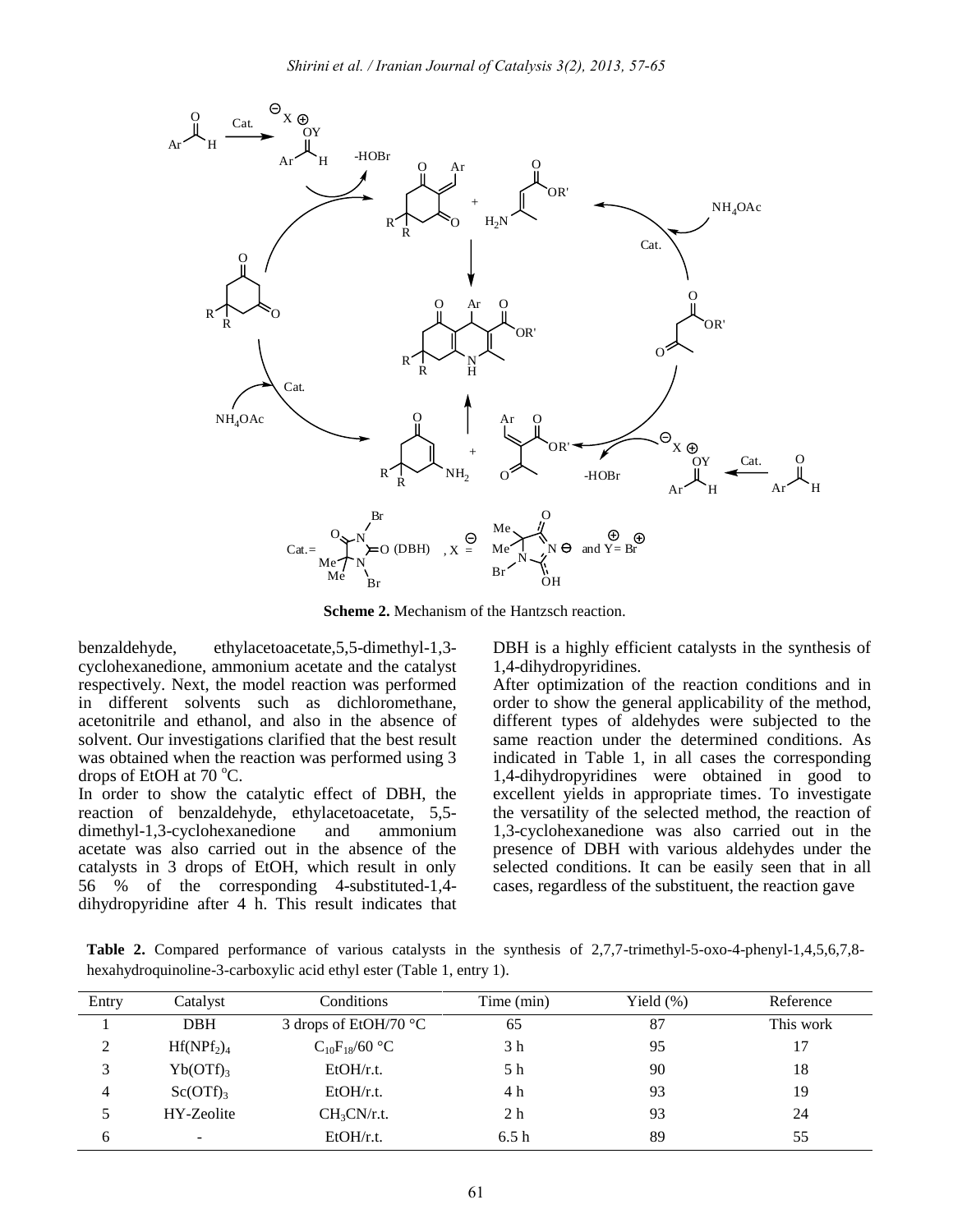**Scheme 2.** Mechanism of the Hantzsch reaction.

benzaldehyde, ethylacetoacetate,5,5-dimethyl-1,3-cyclohexanedione, ammonium acetate and the catalyst respectively. Next, the model reaction was performed in different solvents such as dichloromethane, acetonitrile and ethanol, and also in the absence of solvent. Our investigations clarified that the best result was obtained when the reaction was performed using 3 drops of EtOH at 70 °C.

In order to show the catalytic effect of DBH, the reaction of benzaldehyde, ethylacetoacetate, 5,5-dimethyl-1,3-cyclohexanedione and ammonium acetate was also carried out in the absence of the catalysts in 3 drops of EtOH, which result in only 56 % of the corresponding 4-substituted-1,4-dihydropyridine after 4 h. This result indicates that DBH is a highly efficient catalysts in the synthesis of 1,4-dihydropyridines.

After optimization of the reaction conditions and in order to show the general applicability of the method, different types of aldehydes were subjected to the same reaction under the determined conditions. As indicated in Table 1, in all cases the corresponding 1,4-dihydropyridines were obtained in good to excellent yields in appropriate times. To investigate the versatility of the selected method, the reaction of 1,3-cyclohexanedione was also carried out in the presence of DBH with various aldehydes under the selected conditions. It can be easily seen that in all cases, regardless of the substituent, the reaction gave

**Table 2.** Compared performance of various catalysts in the synthesis of 2,7,7-trimethyl-5-oxo-4-phenyl-1,4,5,6,7,8-hexahydroquinoline-3-carboxylic acid ethyl ester (Table 1, entry 1).

| Entry | Catalyst | Conditions | Time (min) | Yield (%) | Reference |
|---|---|---|---|---|---|
| 1 | DBH | 3 drops of EtOH/70 °C | 65 | 87 | This work |
| 2 | $Hf(NPf_2)_4$ | $C_{10}F_{18}$/60 °C | 3 h | 95 | 17 |
| 3 | $Yb(OTf)_3$ | EtOH/r.t. | 5 h | 90 | 18 |
| 4 | $Sc(OTf)_3$ | EtOH/r.t. | 4 h | 93 | 19 |
| 5 | HY-Zeolite | $CH_3CN$/r.t. | 2 h | 93 | 24 |
| 6 | - | EtOH/r.t. | 6.5 h | 89 | 55 |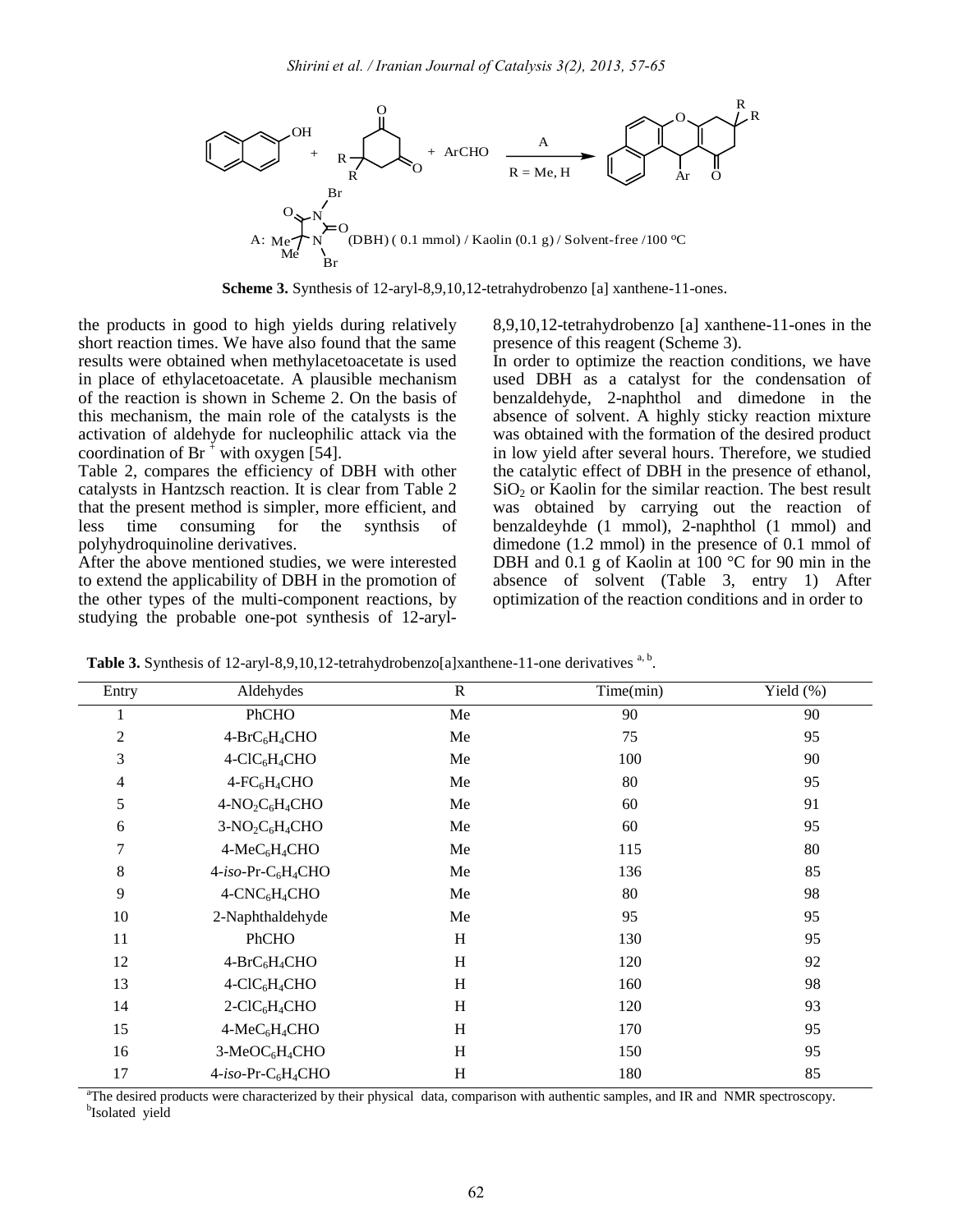**Scheme 3.** Synthesis of 12-aryl-8,9,10,12-tetrahydrobenzo [a] xanthene-11-ones.

the products in good to high yields during relatively short reaction times. We have also found that the same results were obtained when methylacetoacetate is used in place of ethylacetoacetate. A plausible mechanism of the reaction is shown in Scheme 2. On the basis of this mechanism, the main role of the catalysts is the activation of aldehyde for nucleophilic attack via the coordination of $Br^+$ with oxygen [54].

Table 2, compares the efficiency of DBH with other catalysts in Hantzsch reaction. It is clear from Table 2 that the present method is simpler, more efficient, and less time consuming for the synthsis of polyhydroquinoline derivatives.

After the above mentioned studies, we were interested to extend the applicability of DBH in the promotion of the other types of the multi-component reactions, by studying the probable one-pot synthesis of 12-aryl-8,9,10,12-tetrahydrobenzo [a] xanthene-11-ones in the presence of this reagent (Scheme 3).

In order to optimize the reaction conditions, we have used DBH as a catalyst for the condensation of benzaldehyde, 2-naphthol and dimedone in the absence of solvent. A highly sticky reaction mixture was obtained with the formation of the desired product in low yield after several hours. Therefore, we studied the catalytic effect of DBH in the presence of ethanol, $SiO_2$ or Kaolin for the similar reaction. The best result was obtained by carrying out the reaction of benzaldeyhde (1 mmol), 2-naphthol (1 mmol) and dimedone (1.2 mmol) in the presence of 0.1 mmol of DBH and 0.1 g of Kaolin at 100 °C for 90 min in the absence of solvent (Table 3, entry 1) After optimization of the reaction conditions and in order to

**Table 3.** Synthesis of 12-aryl-8,9,10,12-tetrahydrobenzo[a]xanthene-11-one derivatives [a, b].

| Entry | Aldehydes | R | Time(min) | Yield (%) |
|---|---|---|---|---|
| 1 | PhCHO | Me | 90 | 90 |
| 2 | $4\text{-BrC}_6H_4CHO$ | Me | 75 | 95 |
| 3 | $4\text{-ClC}_6H_4CHO$ | Me | 100 | 90 |
| 4 | $4\text{-FC}_6H_4CHO$ | Me | 80 | 95 |
| 5 | $4\text{-NO}_2C_6H_4CHO$ | Me | 60 | 91 |
| 6 | $3\text{-NO}_2C_6H_4CHO$ | Me | 60 | 95 |
| 7 | $4\text{-MeC}_6H_4CHO$ | Me | 115 | 80 |
| 8 | 4-*iso*-Pr-$C_6H_4CHO$ | Me | 136 | 85 |
| 9 | $4\text{-CNC}_6H_4CHO$ | Me | 80 | 98 |
| 10 | 2-Naphthaldehyde | Me | 95 | 95 |
| 11 | PhCHO | H | 130 | 95 |
| 12 | $4\text{-BrC}_6H_4CHO$ | H | 120 | 92 |
| 13 | $4\text{-ClC}_6H_4CHO$ | H | 160 | 98 |
| 14 | $2\text{-ClC}_6H_4CHO$ | H | 120 | 93 |
| 15 | $4\text{-MeC}_6H_4CHO$ | H | 170 | 95 |
| 16 | $3\text{-MeOC}_6H_4CHO$ | H | 150 | 95 |
| 17 | 4-*iso*-Pr-$C_6H_4CHO$ | H | 180 | 85 |

[a]The desired products were characterized by their physical data, comparison with authentic samples, and IR and NMR spectroscopy.
[b]Isolated yield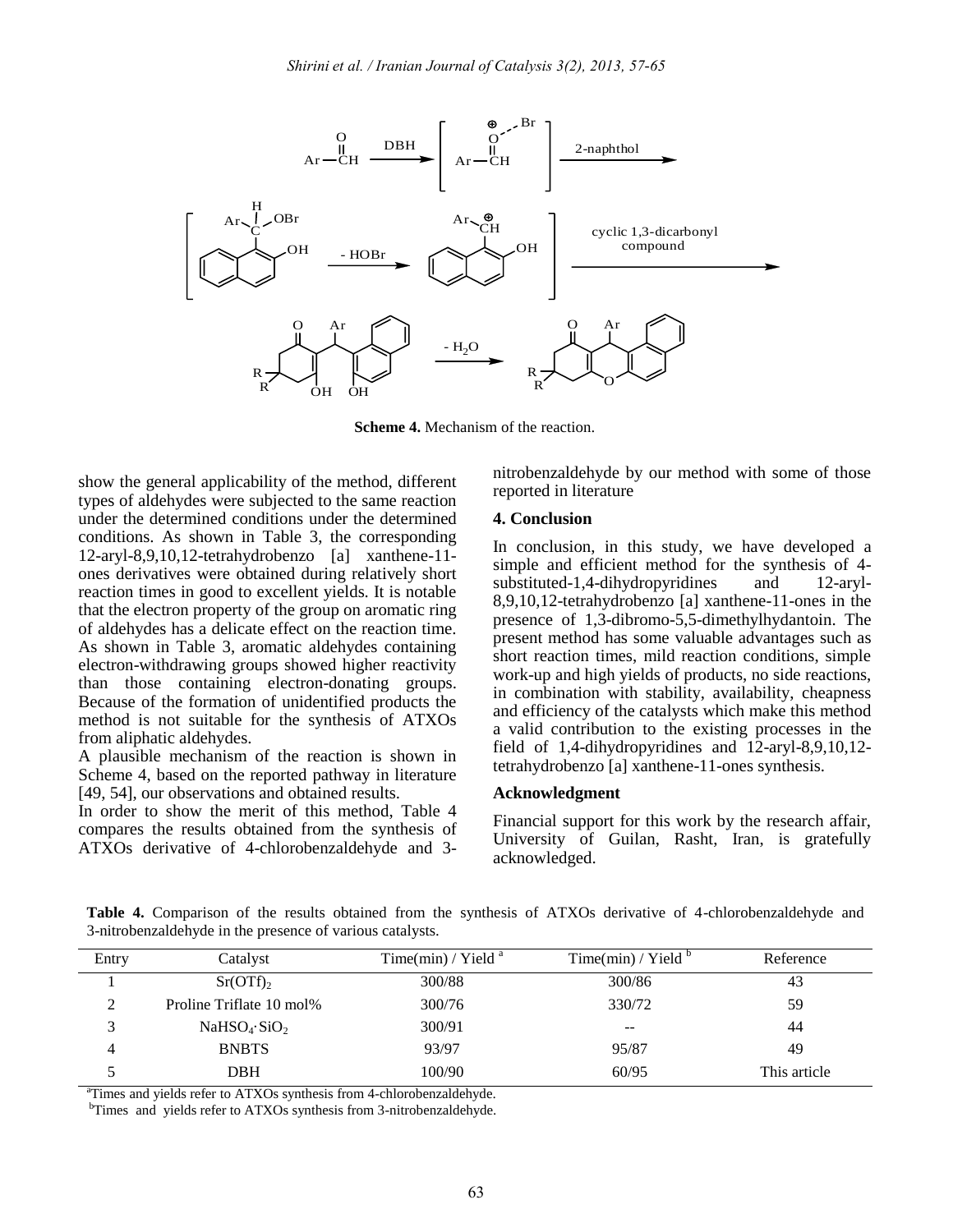**Scheme 4.** Mechanism of the reaction.

show the general applicability of the method, different types of aldehydes were subjected to the same reaction under the determined conditions under the determined conditions. As shown in Table 3, the corresponding 12-aryl-8,9,10,12-tetrahydrobenzo [a] xanthene-11-ones derivatives were obtained during relatively short reaction times in good to excellent yields. It is notable that the electron property of the group on aromatic ring of aldehydes has a delicate effect on the reaction time. As shown in Table 3, aromatic aldehydes containing electron-withdrawing groups showed higher reactivity than those containing electron-donating groups. Because of the formation of unidentified products the method is not suitable for the synthesis of ATXOs from aliphatic aldehydes.

A plausible mechanism of the reaction is shown in Scheme 4, based on the reported pathway in literature [49, 54], our observations and obtained results.

In order to show the merit of this method, Table 4 compares the results obtained from the synthesis of ATXOs derivative of 4-chlorobenzaldehyde and 3-nitrobenzaldehyde by our method with some of those reported in literature

## 4. Conclusion

In conclusion, in this study, we have developed a simple and efficient method for the synthesis of 4-substituted-1,4-dihydropyridines and 12-aryl-8,9,10,12-tetrahydrobenzo [a] xanthene-11-ones in the presence of 1,3-dibromo-5,5-dimethylhydantoin. The present method has some valuable advantages such as short reaction times, mild reaction conditions, simple work-up and high yields of products, no side reactions, in combination with stability, availability, cheapness and efficiency of the catalysts which make this method a valid contribution to the existing processes in the field of 1,4-dihydropyridines and 12-aryl-8,9,10,12-tetrahydrobenzo [a] xanthene-11-ones synthesis.

## Acknowledgment

Financial support for this work by the research affair, University of Guilan, Rasht, Iran, is gratefully acknowledged.

**Table 4.** Comparison of the results obtained from the synthesis of ATXOs derivative of 4-chlorobenzaldehyde and 3-nitrobenzaldehyde in the presence of various catalysts.

| Entry | Catalyst | Time(min) / Yield [a] | Time(min) / Yield [b] | Reference |
|---|---|---|---|---|
| 1 | $Sr(OTf)_2$ | 300/88 | 300/86 | 43 |
| 2 | Proline Triflate 10 mol% | 300/76 | 330/72 | 59 |
| 3 | $NaHSO_4 \cdot SiO_2$ | 300/91 | -- | 44 |
| 4 | BNBTS | 93/97 | 95/87 | 49 |
| 5 | DBH | 100/90 | 60/95 | This article |

[a]Times and yields refer to ATXOs synthesis from 4-chlorobenzaldehyde.
[b]Times and yields refer to ATXOs synthesis from 3-nitrobenzaldehyde.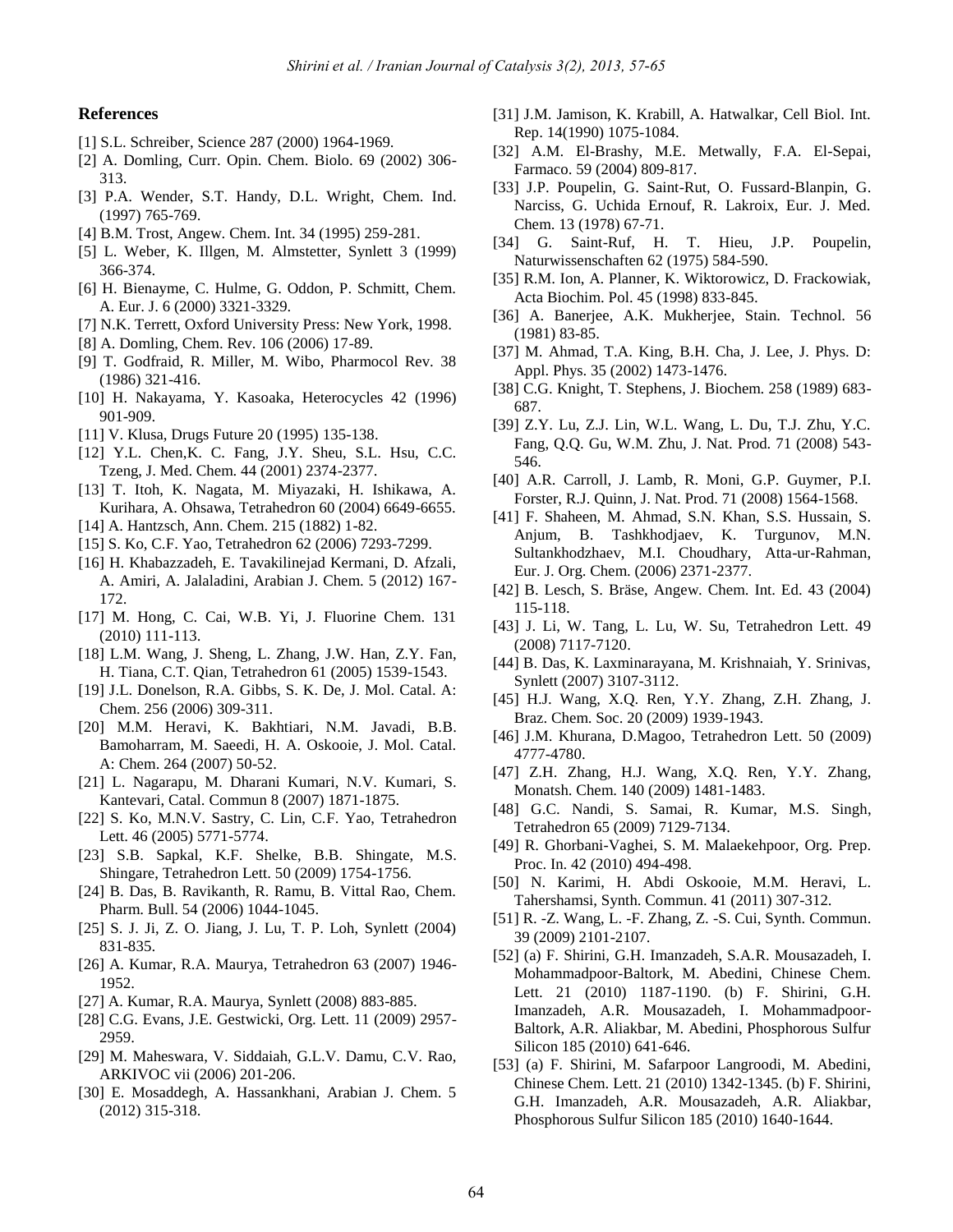## References

[1] S.L. Schreiber, Science 287 (2000) 1964-1969.

[2] A. Domling, Curr. Opin. Chem. Biolo. 69 (2002) 306-313.

[3] P.A. Wender, S.T. Handy, D.L. Wright, Chem. Ind. (1997) 765-769.

[4] B.M. Trost, Angew. Chem. Int. 34 (1995) 259-281.

[5] L. Weber, K. Illgen, M. Almstetter, Synlett 3 (1999) 366-374.

[6] H. Bienayme, C. Hulme, G. Oddon, P. Schmitt, Chem. A. Eur. J. 6 (2000) 3321-3329.

[7] N.K. Terrett, Oxford University Press: New York, 1998.

[8] A. Domling, Chem. Rev. 106 (2006) 17-89.

[9] T. Godfraid, R. Miller, M. Wibo, Pharmocol Rev. 38 (1986) 321-416.

[10] H. Nakayama, Y. Kasoaka, Heterocycles 42 (1996) 901-909.

[11] V. Klusa, Drugs Future 20 (1995) 135-138.

[12] Y.L. Chen,K. C. Fang, J.Y. Sheu, S.L. Hsu, C.C. Tzeng, J. Med. Chem. 44 (2001) 2374-2377.

[13] T. Itoh, K. Nagata, M. Miyazaki, H. Ishikawa, A. Kurihara, A. Ohsawa, Tetrahedron 60 (2004) 6649-6655.

[14] A. Hantzsch, Ann. Chem. 215 (1882) 1-82.

[15] S. Ko, C.F. Yao, Tetrahedron 62 (2006) 7293-7299.

[16] H. Khabazzadeh, E. Tavakilinejad Kermani, D. Afzali, A. Amiri, A. Jalaladini, Arabian J. Chem. 5 (2012) 167-172.

[17] M. Hong, C. Cai, W.B. Yi, J. Fluorine Chem. 131 (2010) 111-113.

[18] L.M. Wang, J. Sheng, L. Zhang, J.W. Han, Z.Y. Fan, H. Tiana, C.T. Qian, Tetrahedron 61 (2005) 1539-1543.

[19] J.L. Donelson, R.A. Gibbs, S. K. De, J. Mol. Catal. A: Chem. 256 (2006) 309-311.

[20] M.M. Heravi, K. Bakhtiari, N.M. Javadi, B.B. Bamoharram, M. Saeedi, H. A. Oskooie, J. Mol. Catal. A: Chem. 264 (2007) 50-52.

[21] L. Nagarapu, M. Dharani Kumari, N.V. Kumari, S. Kantevari, Catal. Commun 8 (2007) 1871-1875.

[22] S. Ko, M.N.V. Sastry, C. Lin, C.F. Yao, Tetrahedron Lett. 46 (2005) 5771-5774.

[23] S.B. Sapkal, K.F. Shelke, B.B. Shingate, M.S. Shingare, Tetrahedron Lett. 50 (2009) 1754-1756.

[24] B. Das, B. Ravikanth, R. Ramu, B. Vittal Rao, Chem. Pharm. Bull. 54 (2006) 1044-1045.

[25] S. J. Ji, Z. O. Jiang, J. Lu, T. P. Loh, Synlett (2004) 831-835.

[26] A. Kumar, R.A. Maurya, Tetrahedron 63 (2007) 1946-1952.

[27] A. Kumar, R.A. Maurya, Synlett (2008) 883-885.

[28] C.G. Evans, J.E. Gestwicki, Org. Lett. 11 (2009) 2957-2959.

[29] M. Maheswara, V. Siddaiah, G.L.V. Damu, C.V. Rao, ARKIVOC vii (2006) 201-206.

[30] E. Mosaddegh, A. Hassankhani, Arabian J. Chem. 5 (2012) 315-318.

[31] J.M. Jamison, K. Krabill, A. Hatwalkar, Cell Biol. Int. Rep. 14(1990) 1075-1084.

[32] A.M. El-Brashy, M.E. Metwally, F.A. El-Sepai, Farmaco. 59 (2004) 809-817.

[33] J.P. Poupelin, G. Saint-Rut, O. Fussard-Blanpin, G. Narciss, G. Uchida Ernouf, R. Lakroix, Eur. J. Med. Chem. 13 (1978) 67-71.

[34] G. Saint-Ruf, H. T. Hieu, J.P. Poupelin, Naturwissenschaften 62 (1975) 584-590.

[35] R.M. Ion, A. Planner, K. Wiktorowicz, D. Frackowiak, Acta Biochim. Pol. 45 (1998) 833-845.

[36] A. Banerjee, A.K. Mukherjee, Stain. Technol. 56 (1981) 83-85.

[37] M. Ahmad, T.A. King, B.H. Cha, J. Lee, J. Phys. D: Appl. Phys. 35 (2002) 1473-1476.

[38] C.G. Knight, T. Stephens, J. Biochem. 258 (1989) 683-687.

[39] Z.Y. Lu, Z.J. Lin, W.L. Wang, L. Du, T.J. Zhu, Y.C. Fang, Q.Q. Gu, W.M. Zhu, J. Nat. Prod. 71 (2008) 543-546.

[40] A.R. Carroll, J. Lamb, R. Moni, G.P. Guymer, P.I. Forster, R.J. Quinn, J. Nat. Prod. 71 (2008) 1564-1568.

[41] F. Shaheen, M. Ahmad, S.N. Khan, S.S. Hussain, S. Anjum, B. Tashkhodjaev, K. Turgunov, M.N. Sultankhodzhaev, M.I. Choudhary, Atta-ur-Rahman, Eur. J. Org. Chem. (2006) 2371-2377.

[42] B. Lesch, S. Bräse, Angew. Chem. Int. Ed. 43 (2004) 115-118.

[43] J. Li, W. Tang, L. Lu, W. Su, Tetrahedron Lett. 49 (2008) 7117-7120.

[44] B. Das, K. Laxminarayana, M. Krishnaiah, Y. Srinivas, Synlett (2007) 3107-3112.

[45] H.J. Wang, X.Q. Ren, Y.Y. Zhang, Z.H. Zhang, J. Braz. Chem. Soc. 20 (2009) 1939-1943.

[46] J.M. Khurana, D.Magoo, Tetrahedron Lett. 50 (2009) 4777-4780.

[47] Z.H. Zhang, H.J. Wang, X.Q. Ren, Y.Y. Zhang, Monatsh. Chem. 140 (2009) 1481-1483.

[48] G.C. Nandi, S. Samai, R. Kumar, M.S. Singh, Tetrahedron 65 (2009) 7129-7134.

[49] R. Ghorbani-Vaghei, S. M. Malaekehpoor, Org. Prep. Proc. In. 42 (2010) 494-498.

[50] N. Karimi, H. Abdi Oskooie, M.M. Heravi, L. Tahershamsi, Synth. Commun. 41 (2011) 307-312.

[51] R. -Z. Wang, L. -F. Zhang, Z. -S. Cui, Synth. Commun. 39 (2009) 2101-2107.

[52] (a) F. Shirini, G.H. Imanzadeh, S.A.R. Mousazadeh, I. Mohammadpoor-Baltork, M. Abedini, Chinese Chem. Lett. 21 (2010) 1187-1190. (b) F. Shirini, G.H. Imanzadeh, A.R. Mousazadeh, I. Mohammadpoor-Baltork, A.R. Aliakbar, M. Abedini, Phosphorous Sulfur Silicon 185 (2010) 641-646.

[53] (a) F. Shirini, M. Safarpoor Langroodi, M. Abedini, Chinese Chem. Lett. 21 (2010) 1342-1345. (b) F. Shirini, G.H. Imanzadeh, A.R. Mousazadeh, A.R. Aliakbar, Phosphorous Sulfur Silicon 185 (2010) 1640-1644.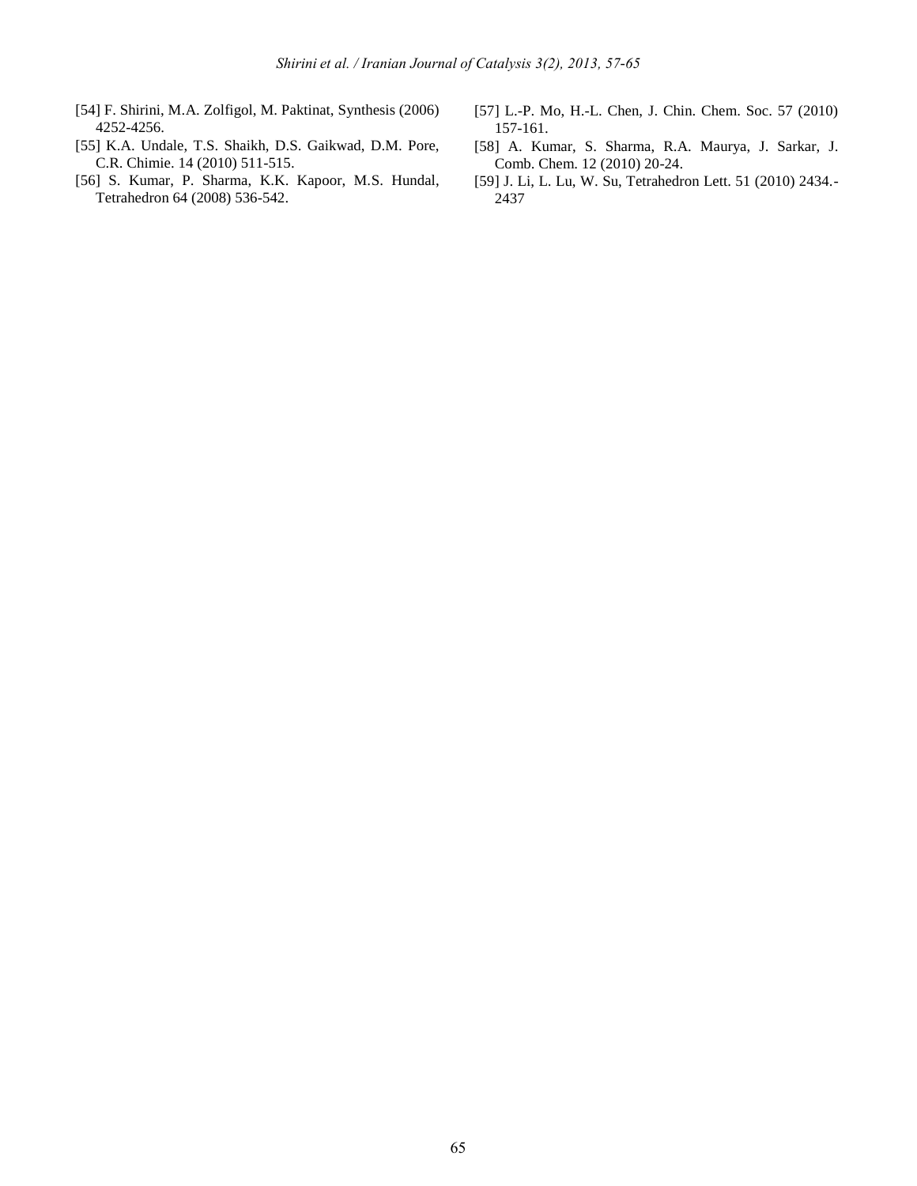[54] F. Shirini, M.A. Zolfigol, M. Paktinat, Synthesis (2006) 4252-4256.

[55] K.A. Undale, T.S. Shaikh, D.S. Gaikwad, D.M. Pore, C.R. Chimie. 14 (2010) 511-515.

[56] S. Kumar, P. Sharma, K.K. Kapoor, M.S. Hundal, Tetrahedron 64 (2008) 536-542.

[57] L.-P. Mo, H.-L. Chen, J. Chin. Chem. Soc. 57 (2010) 157-161.

[58] A. Kumar, S. Sharma, R.A. Maurya, J. Sarkar, J. Comb. Chem. 12 (2010) 20-24.

[59] J. Li, L. Lu, W. Su, Tetrahedron Lett. 51 (2010) 2434.-2437